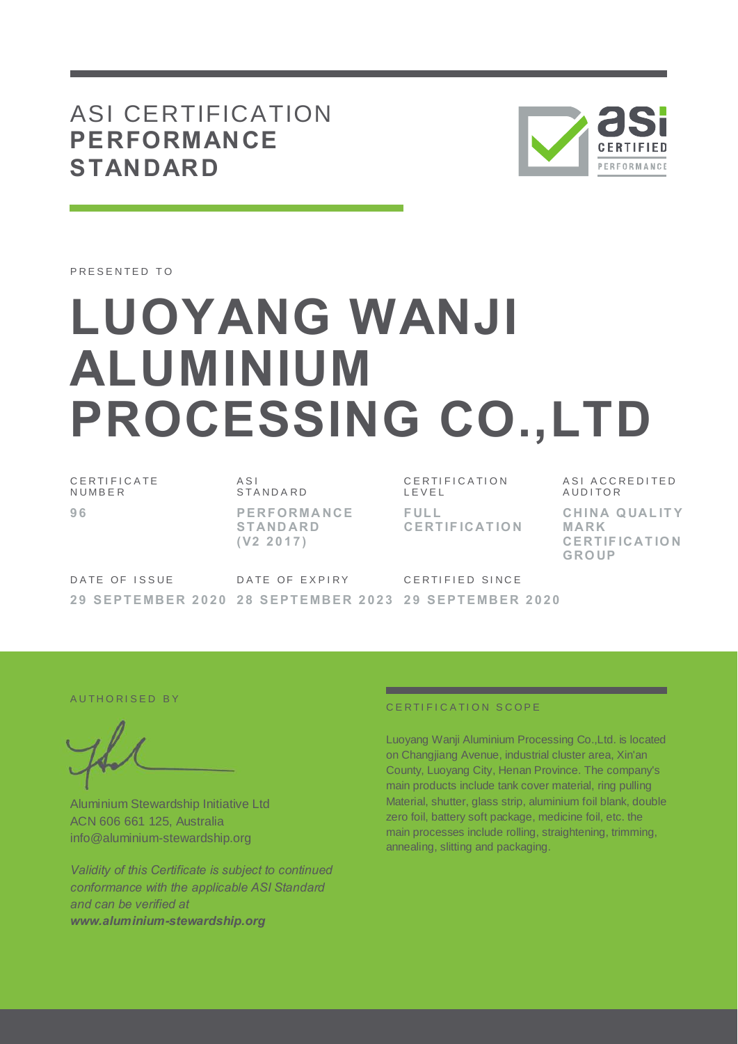# ASI CERTIFICATION **PERFORMANCE STANDARD**

PRESENTED TO

# LUOYANG WANJI ALUMINIUM PROCESSING CO.,LTD

| CERTIFICATE NUMBER | ASI STANDARD | CERTIFICATION LEVEL | ASI ACCREDITED AUDITOR |
|---|---|---|---|
| **96** | **PERFORMANCE STANDARD (V2 2017)** | **FULL CERTIFICATION** | **CHINA QUALITY MARK CERTIFICATION GROUP** |

| DATE OF ISSUE | DATE OF EXPIRY | CERTIFIED SINCE |
|---|---|---|
| **29 SEPTEMBER 2020** | **28 SEPTEMBER 2023** | **29 SEPTEMBER 2020** |

AUTHORISED BY

Aluminium Stewardship Initiative Ltd
ACN 606 661 125, Australia
info@aluminium-stewardship.org

*Validity of this Certificate is subject to continued conformance with the applicable ASI Standard and can be verified at **www.aluminium-stewardship.org***

CERTIFICATION SCOPE

Luoyang Wanji Aluminium Processing Co.,Ltd. is located on Changjiang Avenue, industrial cluster area, Xin'an County, Luoyang City, Henan Province. The company's main products include tank cover material, ring pulling Material, shutter, glass strip, aluminium foil blank, double zero foil, battery soft package, medicine foil, etc. the main processes include rolling, straightening, trimming, annealing, slitting and packaging.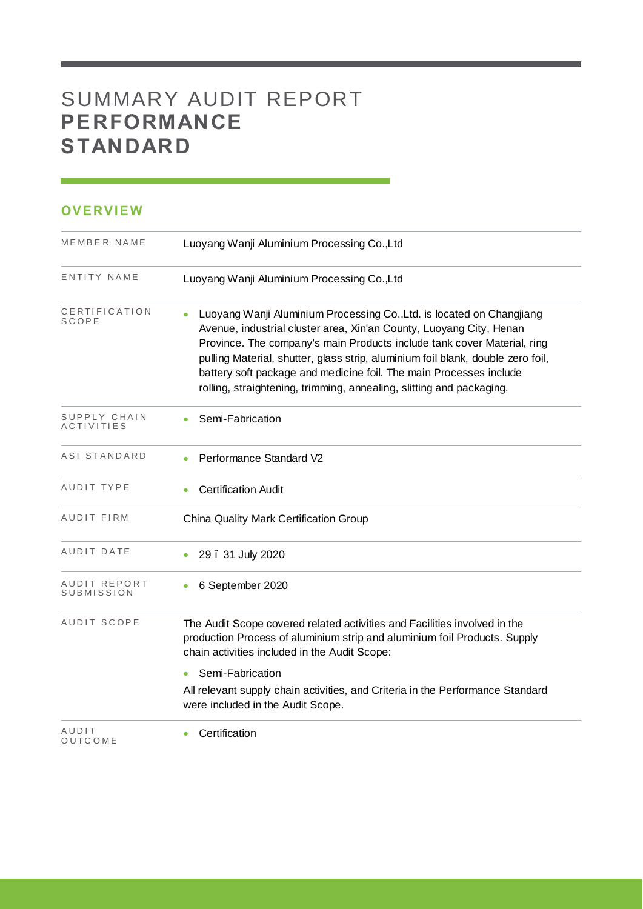# SUMMARY AUDIT REPORT **PERFORMANCE STANDARD**

## OVERVIEW

| | |
|---|---|
| MEMBER NAME | Luoyang Wanji Aluminium Processing Co.,Ltd |
| ENTITY NAME | Luoyang Wanji Aluminium Processing Co.,Ltd |
| CERTIFICATION SCOPE | • Luoyang Wanji Aluminium Processing Co.,Ltd. is located on Changjiang Avenue, industrial cluster area, Xin'an County, Luoyang City, Henan Province. The company's main Products include tank cover Material, ring pulling Material, shutter, glass strip, aluminium foil blank, double zero foil, battery soft package and medicine foil. The main Processes include rolling, straightening, trimming, annealing, slitting and packaging. |
| SUPPLY CHAIN ACTIVITIES | • Semi-Fabrication |
| ASI STANDARD | • Performance Standard V2 |
| AUDIT TYPE | • Certification Audit |
| AUDIT FIRM | China Quality Mark Certification Group |
| AUDIT DATE | • 29 – 31 July 2020 |
| AUDIT REPORT SUBMISSION | • 6 September 2020 |
| AUDIT SCOPE | The Audit Scope covered related activities and Facilities involved in the production Process of aluminium strip and aluminium foil Products. Supply chain activities included in the Audit Scope:<br>• Semi-Fabrication<br>All relevant supply chain activities, and Criteria in the Performance Standard were included in the Audit Scope. |
| AUDIT OUTCOME | • Certification |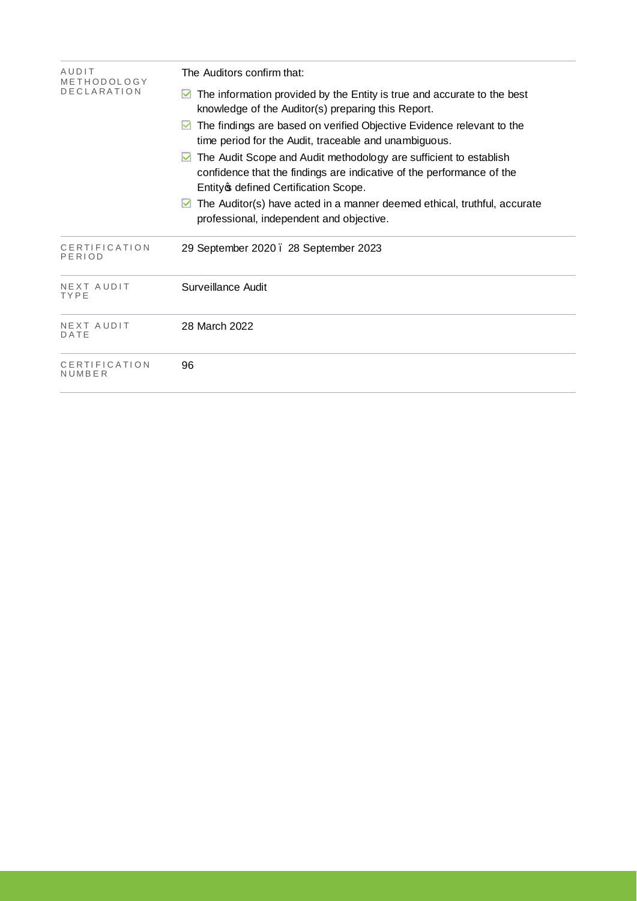| | |
|---|---|
| AUDIT METHODOLOGY DECLARATION | The Auditors confirm that:<br>☑ The information provided by the Entity is true and accurate to the best knowledge of the Auditor(s) preparing this Report.<br>☑ The findings are based on verified Objective Evidence relevant to the time period for the Audit, traceable and unambiguous.<br>☑ The Audit Scope and Audit methodology are sufficient to establish confidence that the findings are indicative of the performance of the Entity's defined Certification Scope.<br>☑ The Auditor(s) have acted in a manner deemed ethical, truthful, accurate professional, independent and objective. |
| CERTIFICATION PERIOD | 29 September 2020 – 28 September 2023 |
| NEXT AUDIT TYPE | Surveillance Audit |
| NEXT AUDIT DATE | 28 March 2022 |
| CERTIFICATION NUMBER | 96 |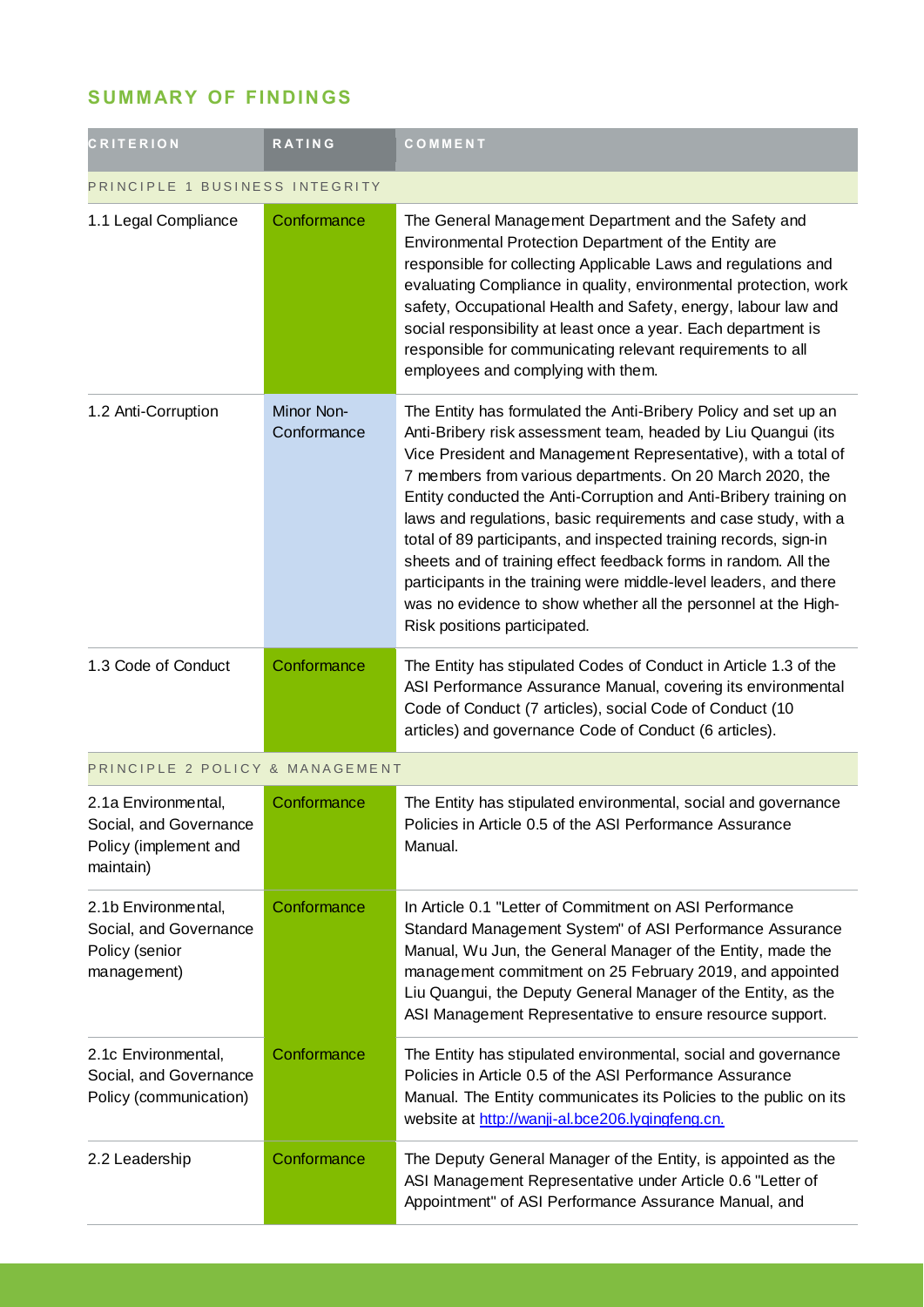## SUMMARY OF FINDINGS

| CRITERION | RATING | COMMENT |
| --- | --- | --- |
| PRINCIPLE 1 BUSINESS INTEGRITY | | |
| 1.1 Legal Compliance | Conformance | The General Management Department and the Safety and Environmental Protection Department of the Entity are responsible for collecting Applicable Laws and regulations and evaluating Compliance in quality, environmental protection, work safety, Occupational Health and Safety, energy, labour law and social responsibility at least once a year. Each department is responsible for communicating relevant requirements to all employees and complying with them. |
| 1.2 Anti-Corruption | Minor Non-Conformance | The Entity has formulated the Anti-Bribery Policy and set up an Anti-Bribery risk assessment team, headed by Liu Quangui (its Vice President and Management Representative), with a total of 7 members from various departments. On 20 March 2020, the Entity conducted the Anti-Corruption and Anti-Bribery training on laws and regulations, basic requirements and case study, with a total of 89 participants, and inspected training records, sign-in sheets and of training effect feedback forms in random. All the participants in the training were middle-level leaders, and there was no evidence to show whether all the personnel at the High-Risk positions participated. |
| 1.3 Code of Conduct | Conformance | The Entity has stipulated Codes of Conduct in Article 1.3 of the ASI Performance Assurance Manual, covering its environmental Code of Conduct (7 articles), social Code of Conduct (10 articles) and governance Code of Conduct (6 articles). |
| PRINCIPLE 2 POLICY & MANAGEMENT | | |
| 2.1a Environmental, Social, and Governance Policy (implement and maintain) | Conformance | The Entity has stipulated environmental, social and governance Policies in Article 0.5 of the ASI Performance Assurance Manual. |
| 2.1b Environmental, Social, and Governance Policy (senior management) | Conformance | In Article 0.1 "Letter of Commitment on ASI Performance Standard Management System" of ASI Performance Assurance Manual, Wu Jun, the General Manager of the Entity, made the management commitment on 25 February 2019, and appointed Liu Quangui, the Deputy General Manager of the Entity, as the ASI Management Representative to ensure resource support. |
| 2.1c Environmental, Social, and Governance Policy (communication) | Conformance | The Entity has stipulated environmental, social and governance Policies in Article 0.5 of the ASI Performance Assurance Manual. The Entity communicates its Policies to the public on its website at http://wanji-al.bce206.lyqingfeng.cn. |
| 2.2 Leadership | Conformance | The Deputy General Manager of the Entity, is appointed as the ASI Management Representative under Article 0.6 "Letter of Appointment" of ASI Performance Assurance Manual, and |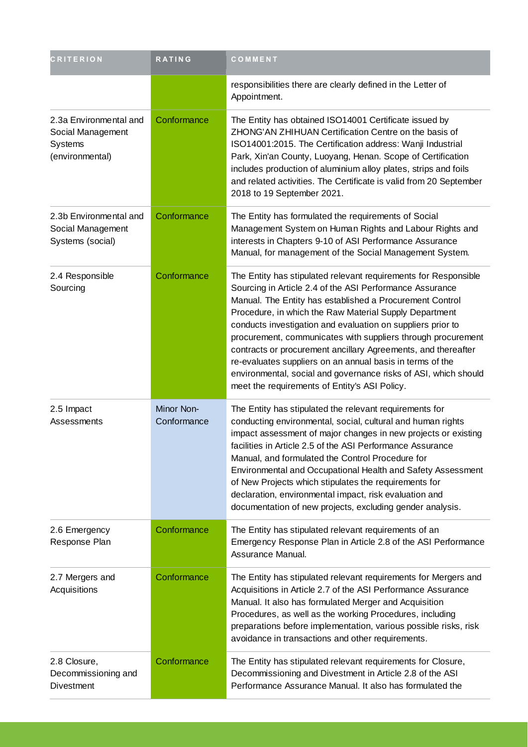| CRITERION | RATING | COMMENT |
| --- | --- | --- |
| | | responsibilities there are clearly defined in the Letter of Appointment. |
| 2.3a Environmental and Social Management Systems (environmental) | Conformance | The Entity has obtained ISO14001 Certificate issued by ZHONG'AN ZHIHUAN Certification Centre on the basis of ISO14001:2015. The Certification address: Wanji Industrial Park, Xin'an County, Luoyang, Henan. Scope of Certification includes production of aluminium alloy plates, strips and foils and related activities. The Certificate is valid from 20 September 2018 to 19 September 2021. |
| 2.3b Environmental and Social Management Systems (social) | Conformance | The Entity has formulated the requirements of Social Management System on Human Rights and Labour Rights and interests in Chapters 9-10 of ASI Performance Assurance Manual, for management of the Social Management System. |
| 2.4 Responsible Sourcing | Conformance | The Entity has stipulated relevant requirements for Responsible Sourcing in Article 2.4 of the ASI Performance Assurance Manual. The Entity has established a Procurement Control Procedure, in which the Raw Material Supply Department conducts investigation and evaluation on suppliers prior to procurement, communicates with suppliers through procurement contracts or procurement ancillary Agreements, and thereafter re-evaluates suppliers on an annual basis in terms of the environmental, social and governance risks of ASI, which should meet the requirements of Entity's ASI Policy. |
| 2.5 Impact Assessments | Minor Non-Conformance | The Entity has stipulated the relevant requirements for conducting environmental, social, cultural and human rights impact assessment of major changes in new projects or existing facilities in Article 2.5 of the ASI Performance Assurance Manual, and formulated the Control Procedure for Environmental and Occupational Health and Safety Assessment of New Projects which stipulates the requirements for declaration, environmental impact, risk evaluation and documentation of new projects, excluding gender analysis. |
| 2.6 Emergency Response Plan | Conformance | The Entity has stipulated relevant requirements of an Emergency Response Plan in Article 2.8 of the ASI Performance Assurance Manual. |
| 2.7 Mergers and Acquisitions | Conformance | The Entity has stipulated relevant requirements for Mergers and Acquisitions in Article 2.7 of the ASI Performance Assurance Manual. It also has formulated Merger and Acquisition Procedures, as well as the working Procedures, including preparations before implementation, various possible risks, risk avoidance in transactions and other requirements. |
| 2.8 Closure, Decommissioning and Divestment | Conformance | The Entity has stipulated relevant requirements for Closure, Decommissioning and Divestment in Article 2.8 of the ASI Performance Assurance Manual. It also has formulated the |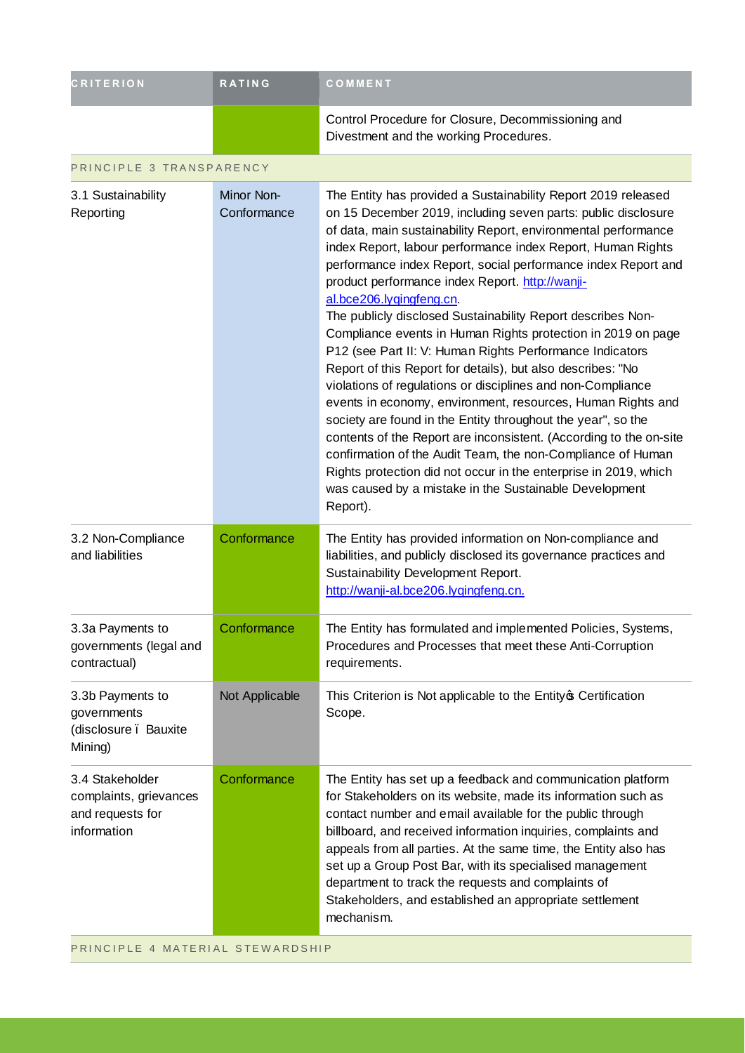| CRITERION | RATING | COMMENT |
|---|---|---|
| | | Control Procedure for Closure, Decommissioning and Divestment and the working Procedures. |
| PRINCIPLE 3 TRANSPARENCY | | |
| 3.1 Sustainability Reporting | Minor Non-Conformance | The Entity has provided a Sustainability Report 2019 released on 15 December 2019, including seven parts: public disclosure of data, main sustainability Report, environmental performance index Report, labour performance index Report, Human Rights performance index Report, social performance index Report and product performance index Report. http://wanji-al.bce206.lyqingfeng.cn. The publicly disclosed Sustainability Report describes Non-Compliance events in Human Rights protection in 2019 on page P12 (see Part II: V: Human Rights Performance Indicators Report of this Report for details), but also describes: "No violations of regulations or disciplines and non-Compliance events in economy, environment, resources, Human Rights and society are found in the Entity throughout the year", so the contents of the Report are inconsistent. (According to the on-site confirmation of the Audit Team, the non-Compliance of Human Rights protection did not occur in the enterprise in 2019, which was caused by a mistake in the Sustainable Development Report). |
| 3.2 Non-Compliance and liabilities | Conformance | The Entity has provided information on Non-compliance and liabilities, and publicly disclosed its governance practices and Sustainability Development Report. http://wanji-al.bce206.lyqingfeng.cn. |
| 3.3a Payments to governments (legal and contractual) | Conformance | The Entity has formulated and implemented Policies, Systems, Procedures and Processes that meet these Anti-Corruption requirements. |
| 3.3b Payments to governments (disclosure – Bauxite Mining) | Not Applicable | This Criterion is Not applicable to the Entity's Certification Scope. |
| 3.4 Stakeholder complaints, grievances and requests for information | Conformance | The Entity has set up a feedback and communication platform for Stakeholders on its website, made its information such as contact number and email available for the public through billboard, and received information inquiries, complaints and appeals from all parties. At the same time, the Entity also has set up a Group Post Bar, with its specialised management department to track the requests and complaints of Stakeholders, and established an appropriate settlement mechanism. |
| PRINCIPLE 4 MATERIAL STEWARDSHIP | | |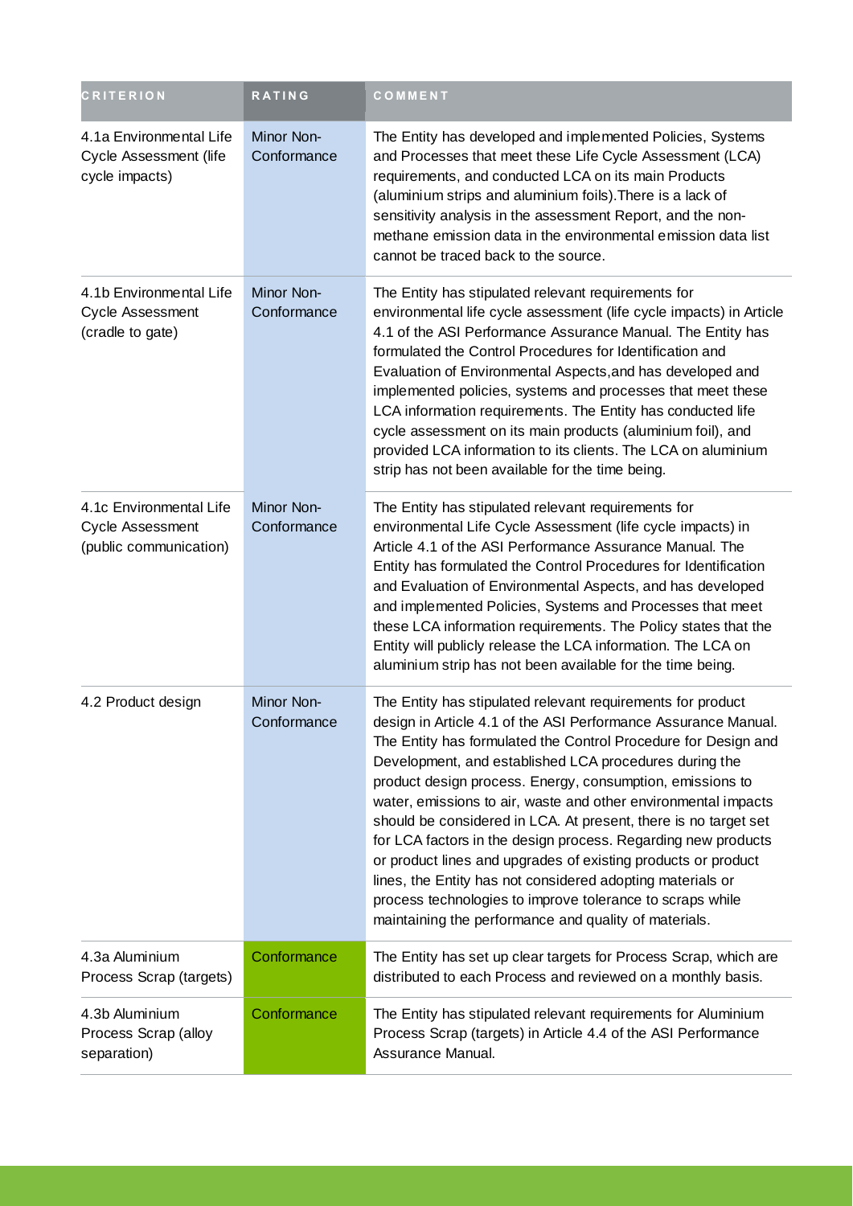| CRITERION | RATING | COMMENT |
|---|---|---|
| 4.1a Environmental Life Cycle Assessment (life cycle impacts) | Minor Non-Conformance | The Entity has developed and implemented Policies, Systems and Processes that meet these Life Cycle Assessment (LCA) requirements, and conducted LCA on its main Products (aluminium strips and aluminium foils).There is a lack of sensitivity analysis in the assessment Report, and the non-methane emission data in the environmental emission data list cannot be traced back to the source. |
| 4.1b Environmental Life Cycle Assessment (cradle to gate) | Minor Non-Conformance | The Entity has stipulated relevant requirements for environmental life cycle assessment (life cycle impacts) in Article 4.1 of the ASI Performance Assurance Manual. The Entity has formulated the Control Procedures for Identification and Evaluation of Environmental Aspects,and has developed and implemented policies, systems and processes that meet these LCA information requirements. The Entity has conducted life cycle assessment on its main products (aluminium foil), and provided LCA information to its clients. The LCA on aluminium strip has not been available for the time being. |
| 4.1c Environmental Life Cycle Assessment (public communication) | Minor Non-Conformance | The Entity has stipulated relevant requirements for environmental Life Cycle Assessment (life cycle impacts) in Article 4.1 of the ASI Performance Assurance Manual. The Entity has formulated the Control Procedures for Identification and Evaluation of Environmental Aspects, and has developed and implemented Policies, Systems and Processes that meet these LCA information requirements. The Policy states that the Entity will publicly release the LCA information. The LCA on aluminium strip has not been available for the time being. |
| 4.2 Product design | Minor Non-Conformance | The Entity has stipulated relevant requirements for product design in Article 4.1 of the ASI Performance Assurance Manual. The Entity has formulated the Control Procedure for Design and Development, and established LCA procedures during the product design process. Energy, consumption, emissions to water, emissions to air, waste and other environmental impacts should be considered in LCA. At present, there is no target set for LCA factors in the design process. Regarding new products or product lines and upgrades of existing products or product lines, the Entity has not considered adopting materials or process technologies to improve tolerance to scraps while maintaining the performance and quality of materials. |
| 4.3a Aluminium Process Scrap (targets) | Conformance | The Entity has set up clear targets for Process Scrap, which are distributed to each Process and reviewed on a monthly basis. |
| 4.3b Aluminium Process Scrap (alloy separation) | Conformance | The Entity has stipulated relevant requirements for Aluminium Process Scrap (targets) in Article 4.4 of the ASI Performance Assurance Manual. |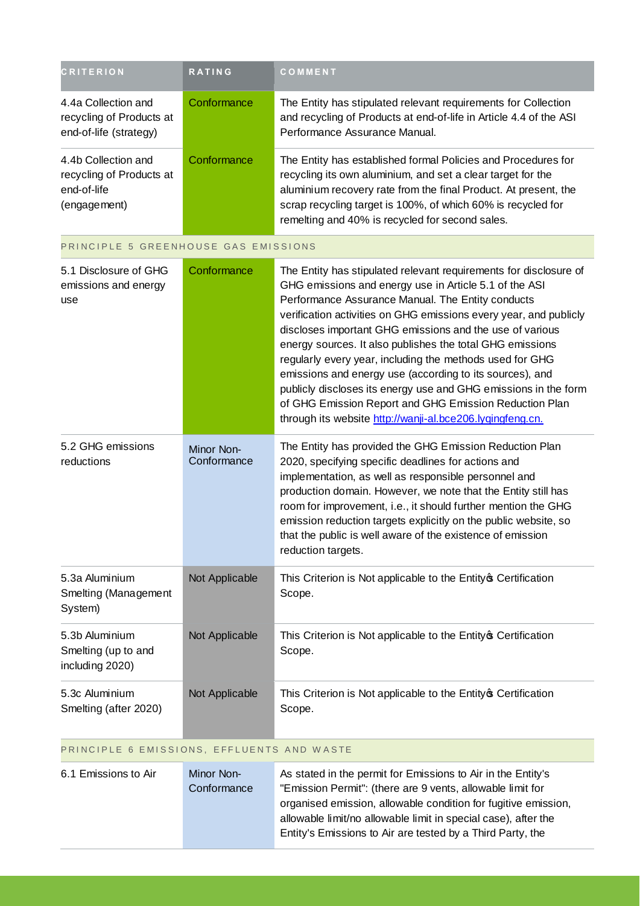| CRITERION | RATING | COMMENT |
|---|---|---|
| 4.4a Collection and recycling of Products at end-of-life (strategy) | Conformance | The Entity has stipulated relevant requirements for Collection and recycling of Products at end-of-life in Article 4.4 of the ASI Performance Assurance Manual. |
| 4.4b Collection and recycling of Products at end-of-life (engagement) | Conformance | The Entity has established formal Policies and Procedures for recycling its own aluminium, and set a clear target for the aluminium recovery rate from the final Product. At present, the scrap recycling target is 100%, of which 60% is recycled for remelting and 40% is recycled for second sales. |
| PRINCIPLE 5 GREENHOUSE GAS EMISSIONS | | |
| 5.1 Disclosure of GHG emissions and energy use | Conformance | The Entity has stipulated relevant requirements for disclosure of GHG emissions and energy use in Article 5.1 of the ASI Performance Assurance Manual. The Entity conducts verification activities on GHG emissions every year, and publicly discloses important GHG emissions and the use of various energy sources. It also publishes the total GHG emissions regularly every year, including the methods used for GHG emissions and energy use (according to its sources), and publicly discloses its energy use and GHG emissions in the form of GHG Emission Report and GHG Emission Reduction Plan through its website http://wanji-al.bce206.lyqingfeng.cn. |
| 5.2 GHG emissions reductions | Minor Non-Conformance | The Entity has provided the GHG Emission Reduction Plan 2020, specifying specific deadlines for actions and implementation, as well as responsible personnel and production domain. However, we note that the Entity still has room for improvement, i.e., it should further mention the GHG emission reduction targets explicitly on the public website, so that the public is well aware of the existence of emission reduction targets. |
| 5.3a Aluminium Smelting (Management System) | Not Applicable | This Criterion is Not applicable to the Entity's Certification Scope. |
| 5.3b Aluminium Smelting (up to and including 2020) | Not Applicable | This Criterion is Not applicable to the Entity's Certification Scope. |
| 5.3c Aluminium Smelting (after 2020) | Not Applicable | This Criterion is Not applicable to the Entity's Certification Scope. |
| PRINCIPLE 6 EMISSIONS, EFFLUENTS AND WASTE | | |
| 6.1 Emissions to Air | Minor Non-Conformance | As stated in the permit for Emissions to Air in the Entity's "Emission Permit": (there are 9 vents, allowable limit for organised emission, allowable condition for fugitive emission, allowable limit/no allowable limit in special case), after the Entity's Emissions to Air are tested by a Third Party, the |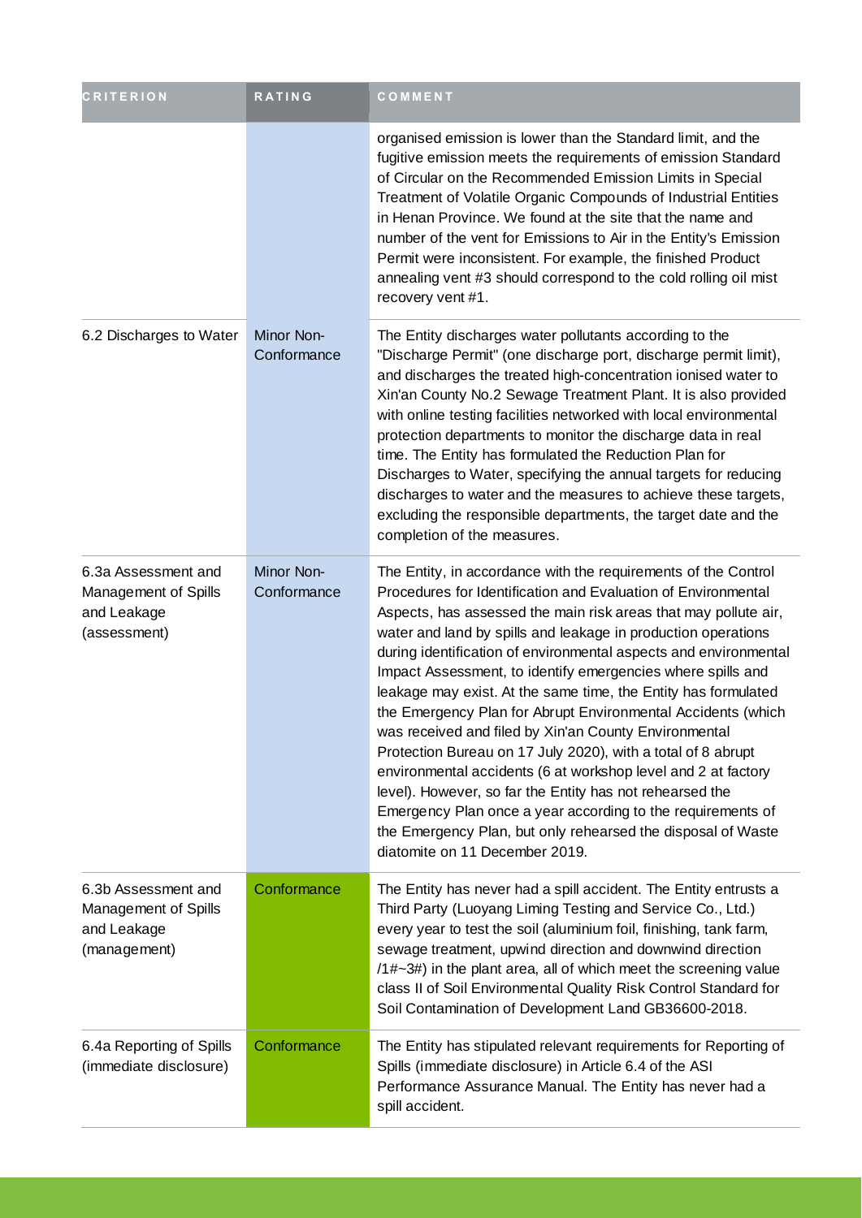| CRITERION | RATING | COMMENT |
|---|---|---|
| | | organised emission is lower than the Standard limit, and the fugitive emission meets the requirements of emission Standard of Circular on the Recommended Emission Limits in Special Treatment of Volatile Organic Compounds of Industrial Entities in Henan Province. We found at the site that the name and number of the vent for Emissions to Air in the Entity's Emission Permit were inconsistent. For example, the finished Product annealing vent #3 should correspond to the cold rolling oil mist recovery vent #1. |
| 6.2 Discharges to Water | Minor Non-Conformance | The Entity discharges water pollutants according to the "Discharge Permit" (one discharge port, discharge permit limit), and discharges the treated high-concentration ionised water to Xin'an County No.2 Sewage Treatment Plant. It is also provided with online testing facilities networked with local environmental protection departments to monitor the discharge data in real time. The Entity has formulated the Reduction Plan for Discharges to Water, specifying the annual targets for reducing discharges to water and the measures to achieve these targets, excluding the responsible departments, the target date and the completion of the measures. |
| 6.3a Assessment and Management of Spills and Leakage (assessment) | Minor Non-Conformance | The Entity, in accordance with the requirements of the Control Procedures for Identification and Evaluation of Environmental Aspects, has assessed the main risk areas that may pollute air, water and land by spills and leakage in production operations during identification of environmental aspects and environmental Impact Assessment, to identify emergencies where spills and leakage may exist. At the same time, the Entity has formulated the Emergency Plan for Abrupt Environmental Accidents (which was received and filed by Xin'an County Environmental Protection Bureau on 17 July 2020), with a total of 8 abrupt environmental accidents (6 at workshop level and 2 at factory level). However, so far the Entity has not rehearsed the Emergency Plan once a year according to the requirements of the Emergency Plan, but only rehearsed the disposal of Waste diatomite on 11 December 2019. |
| 6.3b Assessment and Management of Spills and Leakage (management) | Conformance | The Entity has never had a spill accident. The Entity entrusts a Third Party (Luoyang Liming Testing and Service Co., Ltd.) every year to test the soil (aluminium foil, finishing, tank farm, sewage treatment, upwind direction and downwind direction /1#~3#) in the plant area, all of which meet the screening value class II of Soil Environmental Quality Risk Control Standard for Soil Contamination of Development Land GB36600-2018. |
| 6.4a Reporting of Spills (immediate disclosure) | Conformance | The Entity has stipulated relevant requirements for Reporting of Spills (immediate disclosure) in Article 6.4 of the ASI Performance Assurance Manual. The Entity has never had a spill accident. |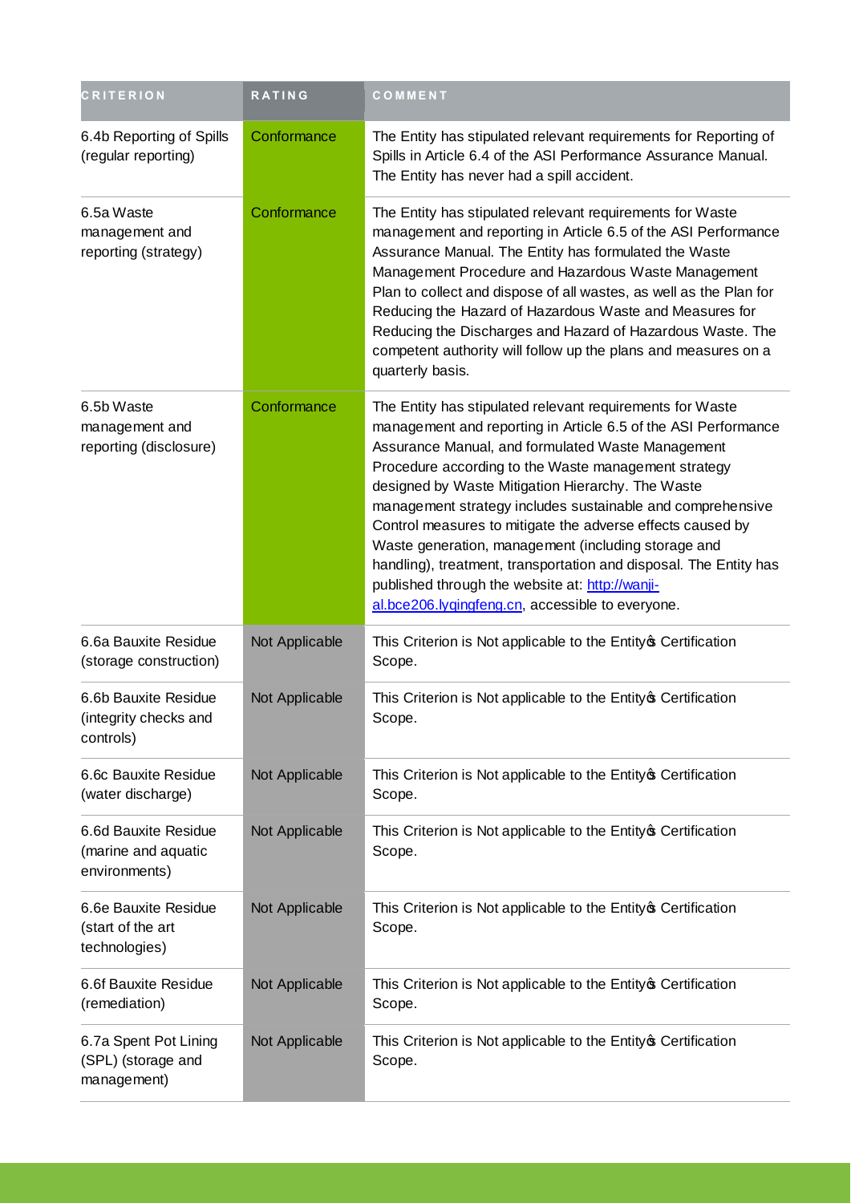| CRITERION | RATING | COMMENT |
| --- | --- | --- |
| 6.4b Reporting of Spills (regular reporting) | Conformance | The Entity has stipulated relevant requirements for Reporting of Spills in Article 6.4 of the ASI Performance Assurance Manual. The Entity has never had a spill accident. |
| 6.5a Waste management and reporting (strategy) | Conformance | The Entity has stipulated relevant requirements for Waste management and reporting in Article 6.5 of the ASI Performance Assurance Manual. The Entity has formulated the Waste Management Procedure and Hazardous Waste Management Plan to collect and dispose of all wastes, as well as the Plan for Reducing the Hazard of Hazardous Waste and Measures for Reducing the Discharges and Hazard of Hazardous Waste. The competent authority will follow up the plans and measures on a quarterly basis. |
| 6.5b Waste management and reporting (disclosure) | Conformance | The Entity has stipulated relevant requirements for Waste management and reporting in Article 6.5 of the ASI Performance Assurance Manual, and formulated Waste Management Procedure according to the Waste management strategy designed by Waste Mitigation Hierarchy. The Waste management strategy includes sustainable and comprehensive Control measures to mitigate the adverse effects caused by Waste generation, management (including storage and handling), treatment, transportation and disposal. The Entity has published through the website at: http://wanji-al.bce206.lyqingfeng.cn, accessible to everyone. |
| 6.6a Bauxite Residue (storage construction) | Not Applicable | This Criterion is Not applicable to the Entity's Certification Scope. |
| 6.6b Bauxite Residue (integrity checks and controls) | Not Applicable | This Criterion is Not applicable to the Entity's Certification Scope. |
| 6.6c Bauxite Residue (water discharge) | Not Applicable | This Criterion is Not applicable to the Entity's Certification Scope. |
| 6.6d Bauxite Residue (marine and aquatic environments) | Not Applicable | This Criterion is Not applicable to the Entity's Certification Scope. |
| 6.6e Bauxite Residue (start of the art technologies) | Not Applicable | This Criterion is Not applicable to the Entity's Certification Scope. |
| 6.6f Bauxite Residue (remediation) | Not Applicable | This Criterion is Not applicable to the Entity's Certification Scope. |
| 6.7a Spent Pot Lining (SPL) (storage and management) | Not Applicable | This Criterion is Not applicable to the Entity's Certification Scope. |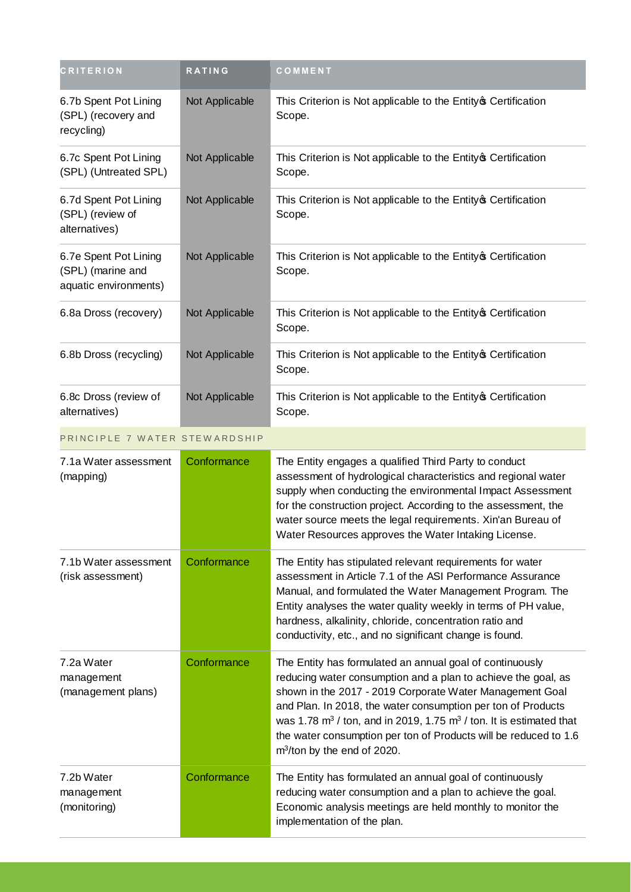| CRITERION | RATING | COMMENT |
|---|---|---|
| 6.7b Spent Pot Lining (SPL) (recovery and recycling) | Not Applicable | This Criterion is Not applicable to the Entity's Certification Scope. |
| 6.7c Spent Pot Lining (SPL) (Untreated SPL) | Not Applicable | This Criterion is Not applicable to the Entity's Certification Scope. |
| 6.7d Spent Pot Lining (SPL) (review of alternatives) | Not Applicable | This Criterion is Not applicable to the Entity's Certification Scope. |
| 6.7e Spent Pot Lining (SPL) (marine and aquatic environments) | Not Applicable | This Criterion is Not applicable to the Entity's Certification Scope. |
| 6.8a Dross (recovery) | Not Applicable | This Criterion is Not applicable to the Entity's Certification Scope. |
| 6.8b Dross (recycling) | Not Applicable | This Criterion is Not applicable to the Entity's Certification Scope. |
| 6.8c Dross (review of alternatives) | Not Applicable | This Criterion is Not applicable to the Entity's Certification Scope. |
| PRINCIPLE 7 WATER STEWARDSHIP | | |
| 7.1a Water assessment (mapping) | Conformance | The Entity engages a qualified Third Party to conduct assessment of hydrological characteristics and regional water supply when conducting the environmental Impact Assessment for the construction project. According to the assessment, the water source meets the legal requirements. Xin'an Bureau of Water Resources approves the Water Intaking License. |
| 7.1b Water assessment (risk assessment) | Conformance | The Entity has stipulated relevant requirements for water assessment in Article 7.1 of the ASI Performance Assurance Manual, and formulated the Water Management Program. The Entity analyses the water quality weekly in terms of PH value, hardness, alkalinity, chloride, concentration ratio and conductivity, etc., and no significant change is found. |
| 7.2a Water management (management plans) | Conformance | The Entity has formulated an annual goal of continuously reducing water consumption and a plan to achieve the goal, as shown in the 2017 - 2019 Corporate Water Management Goal and Plan. In 2018, the water consumption per ton of Products was 1.78 $m^3$ / ton, and in 2019, 1.75 $m^3$ / ton. It is estimated that the water consumption per ton of Products will be reduced to 1.6 $m^3$/ton by the end of 2020. |
| 7.2b Water management (monitoring) | Conformance | The Entity has formulated an annual goal of continuously reducing water consumption and a plan to achieve the goal. Economic analysis meetings are held monthly to monitor the implementation of the plan. |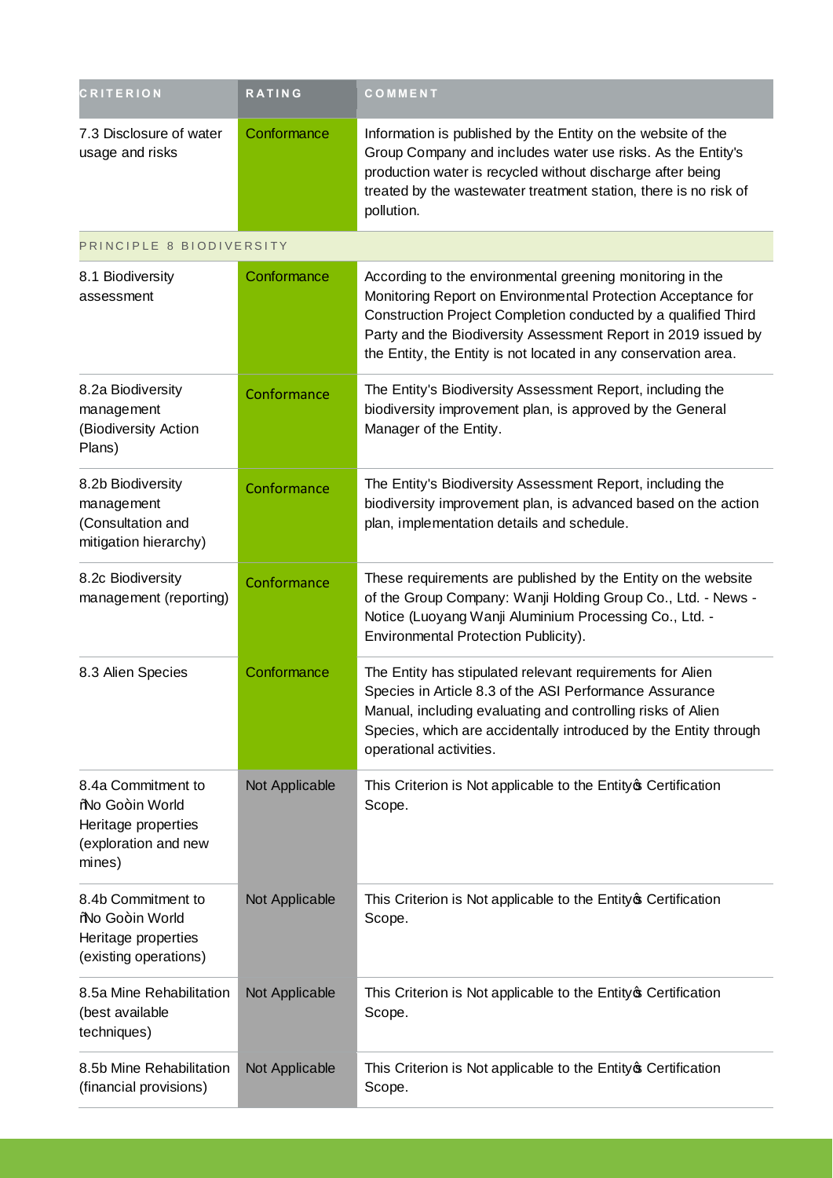| CRITERION | RATING | COMMENT |
| --- | --- | --- |
| 7.3 Disclosure of water usage and risks | Conformance | Information is published by the Entity on the website of the Group Company and includes water use risks. As the Entity's production water is recycled without discharge after being treated by the wastewater treatment station, there is no risk of pollution. |
| PRINCIPLE 8 BIODIVERSITY | | |
| 8.1 Biodiversity assessment | Conformance | According to the environmental greening monitoring in the Monitoring Report on Environmental Protection Acceptance for Construction Project Completion conducted by a qualified Third Party and the Biodiversity Assessment Report in 2019 issued by the Entity, the Entity is not located in any conservation area. |
| 8.2a Biodiversity management (Biodiversity Action Plans) | Conformance | The Entity's Biodiversity Assessment Report, including the biodiversity improvement plan, is approved by the General Manager of the Entity. |
| 8.2b Biodiversity management (Consultation and mitigation hierarchy) | Conformance | The Entity's Biodiversity Assessment Report, including the biodiversity improvement plan, is advanced based on the action plan, implementation details and schedule. |
| 8.2c Biodiversity management (reporting) | Conformance | These requirements are published by the Entity on the website of the Group Company: Wanji Holding Group Co., Ltd. - News - Notice (Luoyang Wanji Aluminium Processing Co., Ltd. - Environmental Protection Publicity). |
| 8.3 Alien Species | Conformance | The Entity has stipulated relevant requirements for Alien Species in Article 8.3 of the ASI Performance Assurance Manual, including evaluating and controlling risks of Alien Species, which are accidentally introduced by the Entity through operational activities. |
| 8.4a Commitment to "No Go" in World Heritage properties (exploration and new mines) | Not Applicable | This Criterion is Not applicable to the Entity's Certification Scope. |
| 8.4b Commitment to "No Go" in World Heritage properties (existing operations) | Not Applicable | This Criterion is Not applicable to the Entity's Certification Scope. |
| 8.5a Mine Rehabilitation (best available techniques) | Not Applicable | This Criterion is Not applicable to the Entity's Certification Scope. |
| 8.5b Mine Rehabilitation (financial provisions) | Not Applicable | This Criterion is Not applicable to the Entity's Certification Scope. |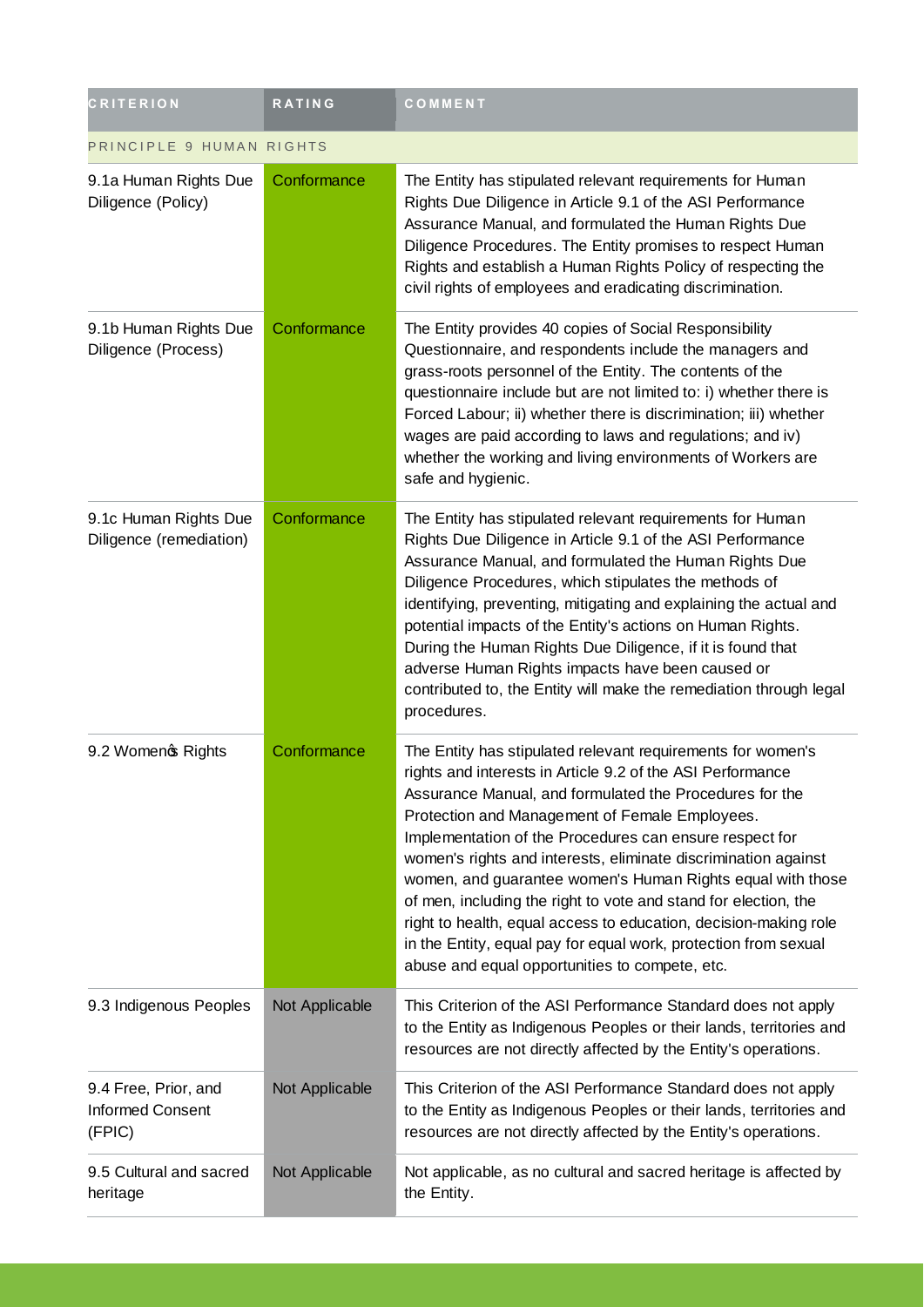| CRITERION | RATING | COMMENT |
|---|---|---|
| PRINCIPLE 9 HUMAN RIGHTS | | |
| 9.1a Human Rights Due Diligence (Policy) | Conformance | The Entity has stipulated relevant requirements for Human Rights Due Diligence in Article 9.1 of the ASI Performance Assurance Manual, and formulated the Human Rights Due Diligence Procedures. The Entity promises to respect Human Rights and establish a Human Rights Policy of respecting the civil rights of employees and eradicating discrimination. |
| 9.1b Human Rights Due Diligence (Process) | Conformance | The Entity provides 40 copies of Social Responsibility Questionnaire, and respondents include the managers and grass-roots personnel of the Entity. The contents of the questionnaire include but are not limited to: i) whether there is Forced Labour; ii) whether there is discrimination; iii) whether wages are paid according to laws and regulations; and iv) whether the working and living environments of Workers are safe and hygienic. |
| 9.1c Human Rights Due Diligence (remediation) | Conformance | The Entity has stipulated relevant requirements for Human Rights Due Diligence in Article 9.1 of the ASI Performance Assurance Manual, and formulated the Human Rights Due Diligence Procedures, which stipulates the methods of identifying, preventing, mitigating and explaining the actual and potential impacts of the Entity's actions on Human Rights. During the Human Rights Due Diligence, if it is found that adverse Human Rights impacts have been caused or contributed to, the Entity will make the remediation through legal procedures. |
| 9.2 Women's Rights | Conformance | The Entity has stipulated relevant requirements for women's rights and interests in Article 9.2 of the ASI Performance Assurance Manual, and formulated the Procedures for the Protection and Management of Female Employees. Implementation of the Procedures can ensure respect for women's rights and interests, eliminate discrimination against women, and guarantee women's Human Rights equal with those of men, including the right to vote and stand for election, the right to health, equal access to education, decision-making role in the Entity, equal pay for equal work, protection from sexual abuse and equal opportunities to compete, etc. |
| 9.3 Indigenous Peoples | Not Applicable | This Criterion of the ASI Performance Standard does not apply to the Entity as Indigenous Peoples or their lands, territories and resources are not directly affected by the Entity's operations. |
| 9.4 Free, Prior, and Informed Consent (FPIC) | Not Applicable | This Criterion of the ASI Performance Standard does not apply to the Entity as Indigenous Peoples or their lands, territories and resources are not directly affected by the Entity's operations. |
| 9.5 Cultural and sacred heritage | Not Applicable | Not applicable, as no cultural and sacred heritage is affected by the Entity. |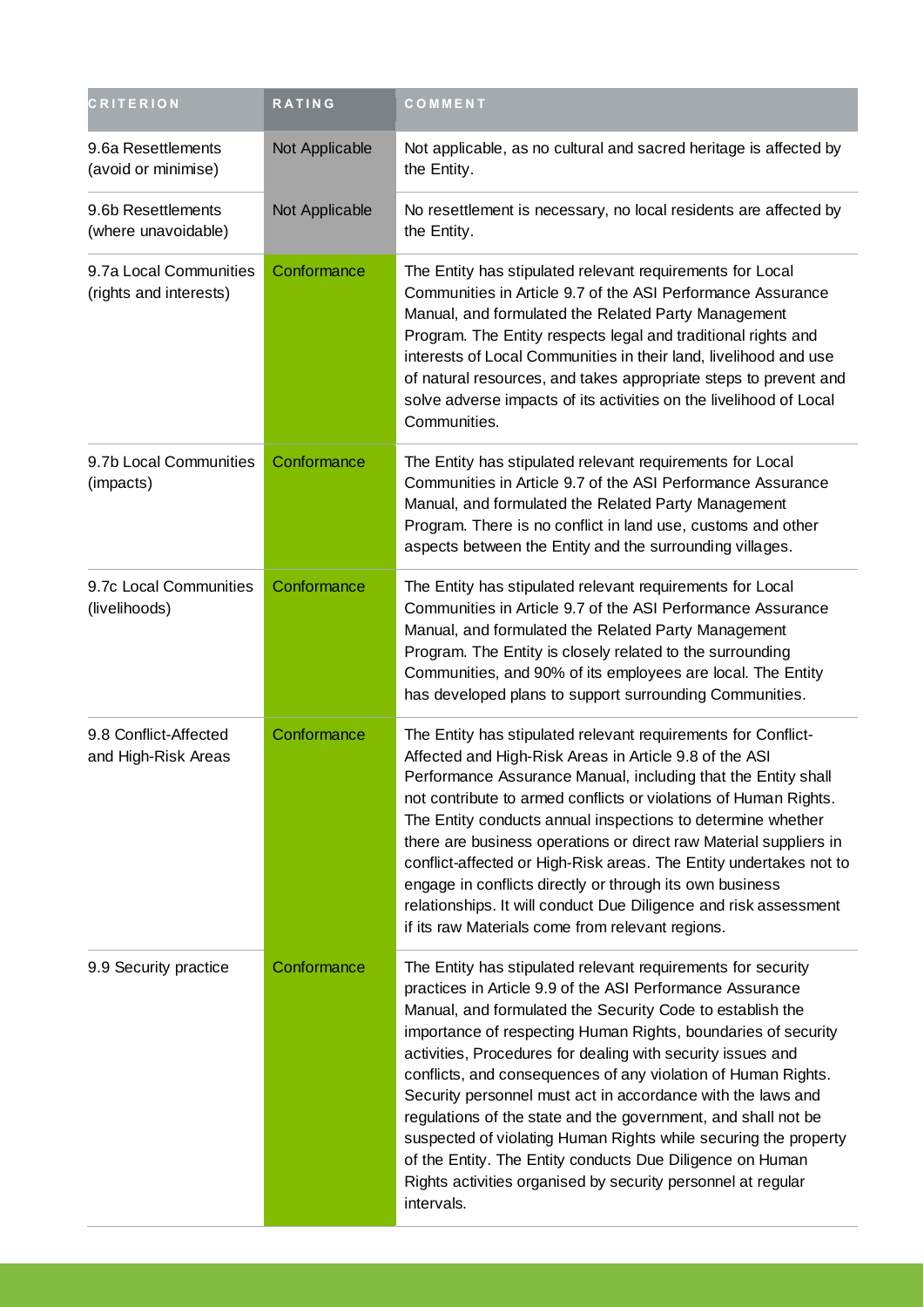| CRITERION | RATING | COMMENT |
| --- | --- | --- |
| 9.6a Resettlements (avoid or minimise) | Not Applicable | Not applicable, as no cultural and sacred heritage is affected by the Entity. |
| 9.6b Resettlements (where unavoidable) | Not Applicable | No resettlement is necessary, no local residents are affected by the Entity. |
| 9.7a Local Communities (rights and interests) | Conformance | The Entity has stipulated relevant requirements for Local Communities in Article 9.7 of the ASI Performance Assurance Manual, and formulated the Related Party Management Program. The Entity respects legal and traditional rights and interests of Local Communities in their land, livelihood and use of natural resources, and takes appropriate steps to prevent and solve adverse impacts of its activities on the livelihood of Local Communities. |
| 9.7b Local Communities (impacts) | Conformance | The Entity has stipulated relevant requirements for Local Communities in Article 9.7 of the ASI Performance Assurance Manual, and formulated the Related Party Management Program. There is no conflict in land use, customs and other aspects between the Entity and the surrounding villages. |
| 9.7c Local Communities (livelihoods) | Conformance | The Entity has stipulated relevant requirements for Local Communities in Article 9.7 of the ASI Performance Assurance Manual, and formulated the Related Party Management Program. The Entity is closely related to the surrounding Communities, and 90% of its employees are local. The Entity has developed plans to support surrounding Communities. |
| 9.8 Conflict-Affected and High-Risk Areas | Conformance | The Entity has stipulated relevant requirements for Conflict-Affected and High-Risk Areas in Article 9.8 of the ASI Performance Assurance Manual, including that the Entity shall not contribute to armed conflicts or violations of Human Rights. The Entity conducts annual inspections to determine whether there are business operations or direct raw Material suppliers in conflict-affected or High-Risk areas. The Entity undertakes not to engage in conflicts directly or through its own business relationships. It will conduct Due Diligence and risk assessment if its raw Materials come from relevant regions. |
| 9.9 Security practice | Conformance | The Entity has stipulated relevant requirements for security practices in Article 9.9 of the ASI Performance Assurance Manual, and formulated the Security Code to establish the importance of respecting Human Rights, boundaries of security activities, Procedures for dealing with security issues and conflicts, and consequences of any violation of Human Rights. Security personnel must act in accordance with the laws and regulations of the state and the government, and shall not be suspected of violating Human Rights while securing the property of the Entity. The Entity conducts Due Diligence on Human Rights activities organised by security personnel at regular intervals. |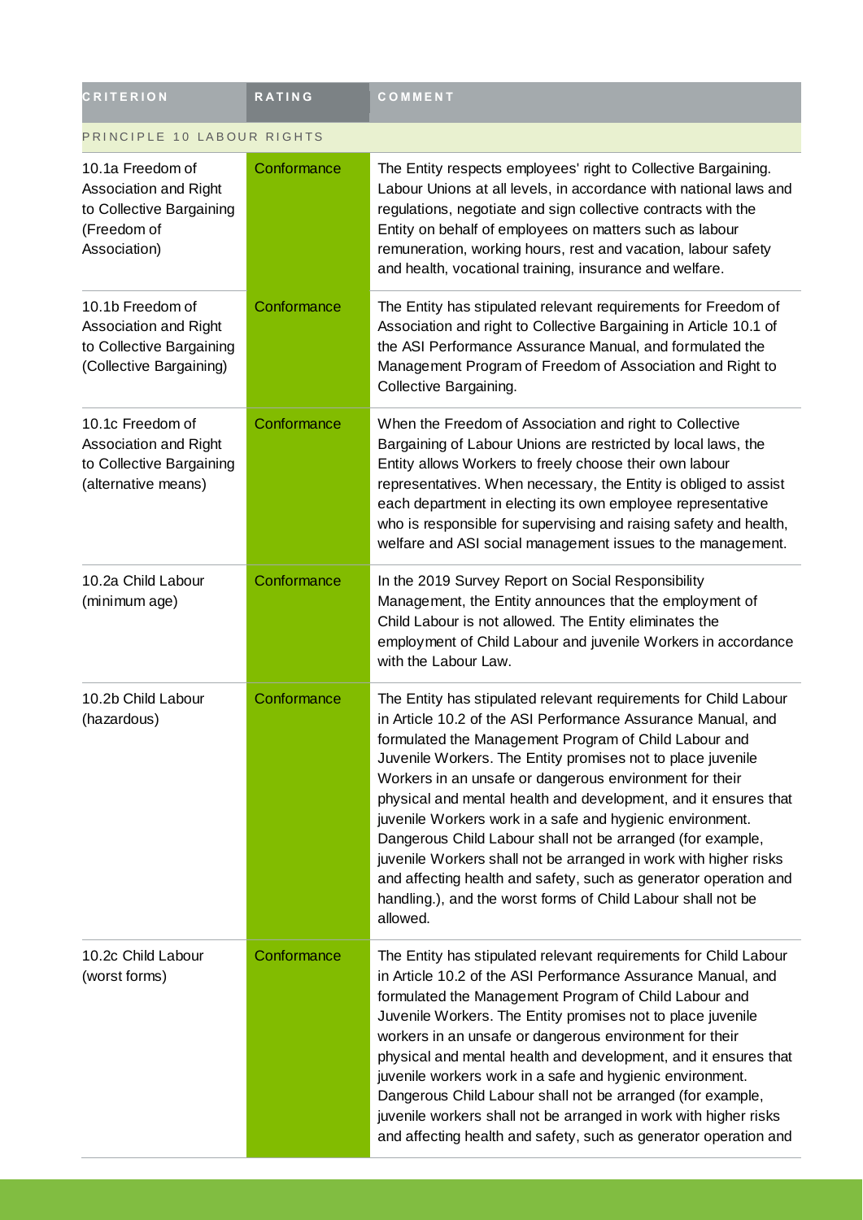| CRITERION | RATING | COMMENT |
| --- | --- | --- |
| PRINCIPLE 10 LABOUR RIGHTS | | |
| 10.1a Freedom of Association and Right to Collective Bargaining (Freedom of Association) | Conformance | The Entity respects employees' right to Collective Bargaining. Labour Unions at all levels, in accordance with national laws and regulations, negotiate and sign collective contracts with the Entity on behalf of employees on matters such as labour remuneration, working hours, rest and vacation, labour safety and health, vocational training, insurance and welfare. |
| 10.1b Freedom of Association and Right to Collective Bargaining (Collective Bargaining) | Conformance | The Entity has stipulated relevant requirements for Freedom of Association and right to Collective Bargaining in Article 10.1 of the ASI Performance Assurance Manual, and formulated the Management Program of Freedom of Association and Right to Collective Bargaining. |
| 10.1c Freedom of Association and Right to Collective Bargaining (alternative means) | Conformance | When the Freedom of Association and right to Collective Bargaining of Labour Unions are restricted by local laws, the Entity allows Workers to freely choose their own labour representatives. When necessary, the Entity is obliged to assist each department in electing its own employee representative who is responsible for supervising and raising safety and health, welfare and ASI social management issues to the management. |
| 10.2a Child Labour (minimum age) | Conformance | In the 2019 Survey Report on Social Responsibility Management, the Entity announces that the employment of Child Labour is not allowed. The Entity eliminates the employment of Child Labour and juvenile Workers in accordance with the Labour Law. |
| 10.2b Child Labour (hazardous) | Conformance | The Entity has stipulated relevant requirements for Child Labour in Article 10.2 of the ASI Performance Assurance Manual, and formulated the Management Program of Child Labour and Juvenile Workers. The Entity promises not to place juvenile Workers in an unsafe or dangerous environment for their physical and mental health and development, and it ensures that juvenile Workers work in a safe and hygienic environment. Dangerous Child Labour shall not be arranged (for example, juvenile Workers shall not be arranged in work with higher risks and affecting health and safety, such as generator operation and handling.), and the worst forms of Child Labour shall not be allowed. |
| 10.2c Child Labour (worst forms) | Conformance | The Entity has stipulated relevant requirements for Child Labour in Article 10.2 of the ASI Performance Assurance Manual, and formulated the Management Program of Child Labour and Juvenile Workers. The Entity promises not to place juvenile workers in an unsafe or dangerous environment for their physical and mental health and development, and it ensures that juvenile workers work in a safe and hygienic environment. Dangerous Child Labour shall not be arranged (for example, juvenile workers shall not be arranged in work with higher risks and affecting health and safety, such as generator operation and |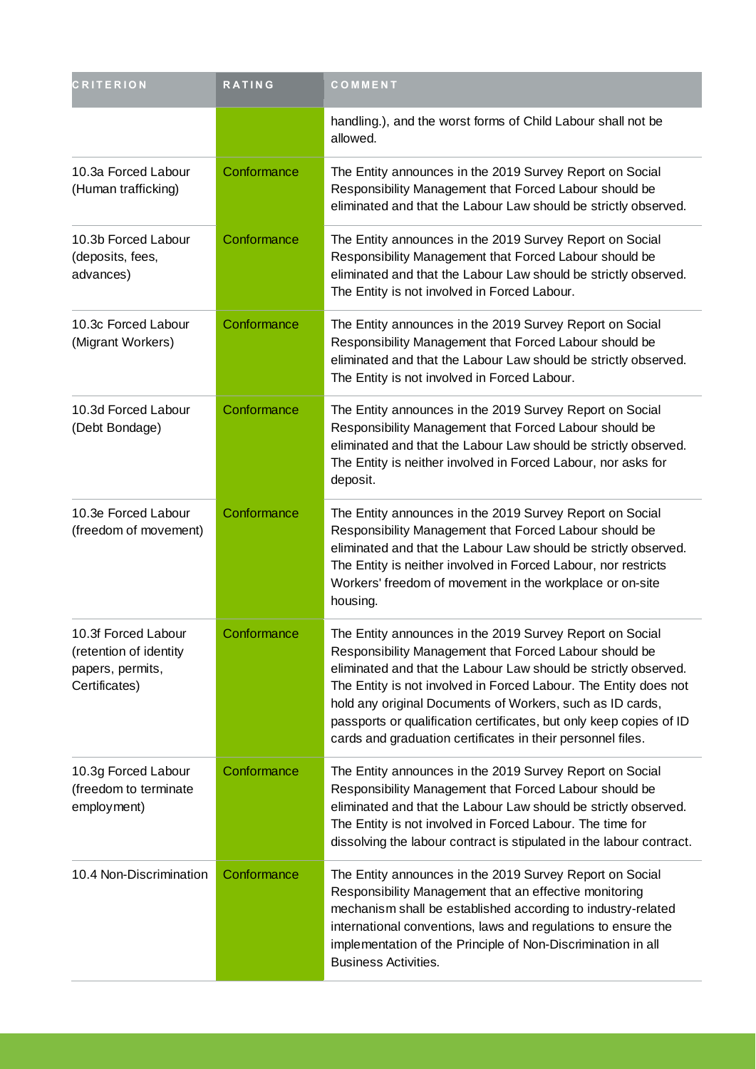| CRITERION | RATING | COMMENT |
| --- | --- | --- |
| | | handling.), and the worst forms of Child Labour shall not be allowed. |
| 10.3a Forced Labour (Human trafficking) | Conformance | The Entity announces in the 2019 Survey Report on Social Responsibility Management that Forced Labour should be eliminated and that the Labour Law should be strictly observed. |
| 10.3b Forced Labour (deposits, fees, advances) | Conformance | The Entity announces in the 2019 Survey Report on Social Responsibility Management that Forced Labour should be eliminated and that the Labour Law should be strictly observed. The Entity is not involved in Forced Labour. |
| 10.3c Forced Labour (Migrant Workers) | Conformance | The Entity announces in the 2019 Survey Report on Social Responsibility Management that Forced Labour should be eliminated and that the Labour Law should be strictly observed. The Entity is not involved in Forced Labour. |
| 10.3d Forced Labour (Debt Bondage) | Conformance | The Entity announces in the 2019 Survey Report on Social Responsibility Management that Forced Labour should be eliminated and that the Labour Law should be strictly observed. The Entity is neither involved in Forced Labour, nor asks for deposit. |
| 10.3e Forced Labour (freedom of movement) | Conformance | The Entity announces in the 2019 Survey Report on Social Responsibility Management that Forced Labour should be eliminated and that the Labour Law should be strictly observed. The Entity is neither involved in Forced Labour, nor restricts Workers' freedom of movement in the workplace or on-site housing. |
| 10.3f Forced Labour (retention of identity papers, permits, Certificates) | Conformance | The Entity announces in the 2019 Survey Report on Social Responsibility Management that Forced Labour should be eliminated and that the Labour Law should be strictly observed. The Entity is not involved in Forced Labour. The Entity does not hold any original Documents of Workers, such as ID cards, passports or qualification certificates, but only keep copies of ID cards and graduation certificates in their personnel files. |
| 10.3g Forced Labour (freedom to terminate employment) | Conformance | The Entity announces in the 2019 Survey Report on Social Responsibility Management that Forced Labour should be eliminated and that the Labour Law should be strictly observed. The Entity is not involved in Forced Labour. The time for dissolving the labour contract is stipulated in the labour contract. |
| 10.4 Non-Discrimination | Conformance | The Entity announces in the 2019 Survey Report on Social Responsibility Management that an effective monitoring mechanism shall be established according to industry-related international conventions, laws and regulations to ensure the implementation of the Principle of Non-Discrimination in all Business Activities. |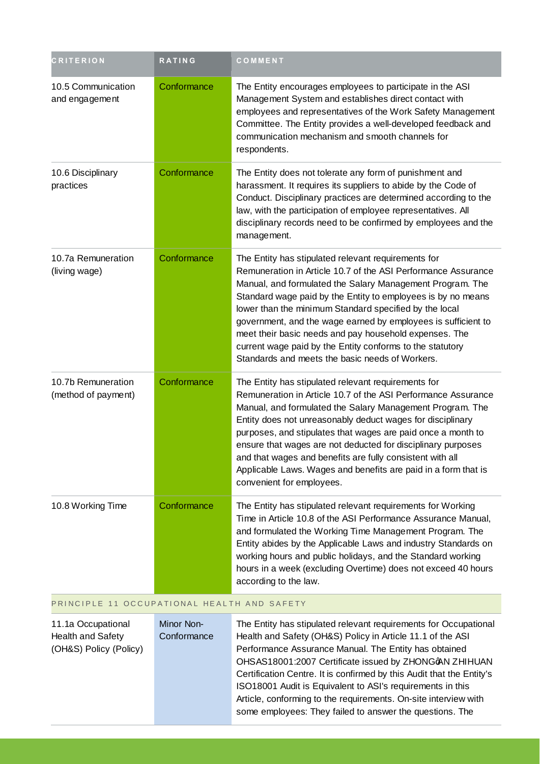| CRITERION | RATING | COMMENT |
| --- | --- | --- |
| 10.5 Communication and engagement | Conformance | The Entity encourages employees to participate in the ASI Management System and establishes direct contact with employees and representatives of the Work Safety Management Committee. The Entity provides a well-developed feedback and communication mechanism and smooth channels for respondents. |
| 10.6 Disciplinary practices | Conformance | The Entity does not tolerate any form of punishment and harassment. It requires its suppliers to abide by the Code of Conduct. Disciplinary practices are determined according to the law, with the participation of employee representatives. All disciplinary records need to be confirmed by employees and the management. |
| 10.7a Remuneration (living wage) | Conformance | The Entity has stipulated relevant requirements for Remuneration in Article 10.7 of the ASI Performance Assurance Manual, and formulated the Salary Management Program. The Standard wage paid by the Entity to employees is by no means lower than the minimum Standard specified by the local government, and the wage earned by employees is sufficient to meet their basic needs and pay household expenses. The current wage paid by the Entity conforms to the statutory Standards and meets the basic needs of Workers. |
| 10.7b Remuneration (method of payment) | Conformance | The Entity has stipulated relevant requirements for Remuneration in Article 10.7 of the ASI Performance Assurance Manual, and formulated the Salary Management Program. The Entity does not unreasonably deduct wages for disciplinary purposes, and stipulates that wages are paid once a month to ensure that wages are not deducted for disciplinary purposes and that wages and benefits are fully consistent with all Applicable Laws. Wages and benefits are paid in a form that is convenient for employees. |
| 10.8 Working Time | Conformance | The Entity has stipulated relevant requirements for Working Time in Article 10.8 of the ASI Performance Assurance Manual, and formulated the Working Time Management Program. The Entity abides by the Applicable Laws and industry Standards on working hours and public holidays, and the Standard working hours in a week (excluding Overtime) does not exceed 40 hours according to the law. |
| PRINCIPLE 11 OCCUPATIONAL HEALTH AND SAFETY | | |
| 11.1a Occupational Health and Safety (OH&S) Policy (Policy) | Minor Non-Conformance | The Entity has stipulated relevant requirements for Occupational Health and Safety (OH&S) Policy in Article 11.1 of the ASI Performance Assurance Manual. The Entity has obtained OHSAS18001:2007 Certificate issued by ZHONGØAN ZHIHUAN Certification Centre. It is confirmed by this Audit that the Entity's ISO18001 Audit is Equivalent to ASI's requirements in this Article, conforming to the requirements. On-site interview with some employees: They failed to answer the questions. The |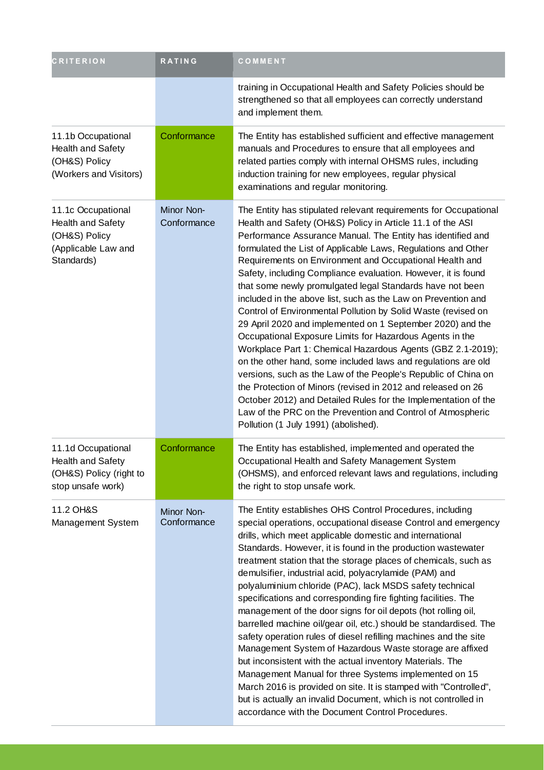| CRITERION | RATING | COMMENT |
| --- | --- | --- |
| | | training in Occupational Health and Safety Policies should be strengthened so that all employees can correctly understand and implement them. |
| 11.1b Occupational Health and Safety (OH&S) Policy (Workers and Visitors) | Conformance | The Entity has established sufficient and effective management manuals and Procedures to ensure that all employees and related parties comply with internal OHSMS rules, including induction training for new employees, regular physical examinations and regular monitoring. |
| 11.1c Occupational Health and Safety (OH&S) Policy (Applicable Law and Standards) | Minor Non-Conformance | The Entity has stipulated relevant requirements for Occupational Health and Safety (OH&S) Policy in Article 11.1 of the ASI Performance Assurance Manual. The Entity has identified and formulated the List of Applicable Laws, Regulations and Other Requirements on Environment and Occupational Health and Safety, including Compliance evaluation. However, it is found that some newly promulgated legal Standards have not been included in the above list, such as the Law on Prevention and Control of Environmental Pollution by Solid Waste (revised on 29 April 2020 and implemented on 1 September 2020) and the Occupational Exposure Limits for Hazardous Agents in the Workplace Part 1: Chemical Hazardous Agents (GBZ 2.1-2019); on the other hand, some included laws and regulations are old versions, such as the Law of the People's Republic of China on the Protection of Minors (revised in 2012 and released on 26 October 2012) and Detailed Rules for the Implementation of the Law of the PRC on the Prevention and Control of Atmospheric Pollution (1 July 1991) (abolished). |
| 11.1d Occupational Health and Safety (OH&S) Policy (right to stop unsafe work) | Conformance | The Entity has established, implemented and operated the Occupational Health and Safety Management System (OHSMS), and enforced relevant laws and regulations, including the right to stop unsafe work. |
| 11.2 OH&S Management System | Minor Non-Conformance | The Entity establishes OHS Control Procedures, including special operations, occupational disease Control and emergency drills, which meet applicable domestic and international Standards. However, it is found in the production wastewater treatment station that the storage places of chemicals, such as demulsifier, industrial acid, polyacrylamide (PAM) and polyaluminium chloride (PAC), lack MSDS safety technical specifications and corresponding fire fighting facilities. The management of the door signs for oil depots (hot rolling oil, barrelled machine oil/gear oil, etc.) should be standardised. The safety operation rules of diesel refilling machines and the site Management System of Hazardous Waste storage are affixed but inconsistent with the actual inventory Materials. The Management Manual for three Systems implemented on 15 March 2016 is provided on site. It is stamped with "Controlled", but is actually an invalid Document, which is not controlled in accordance with the Document Control Procedures. |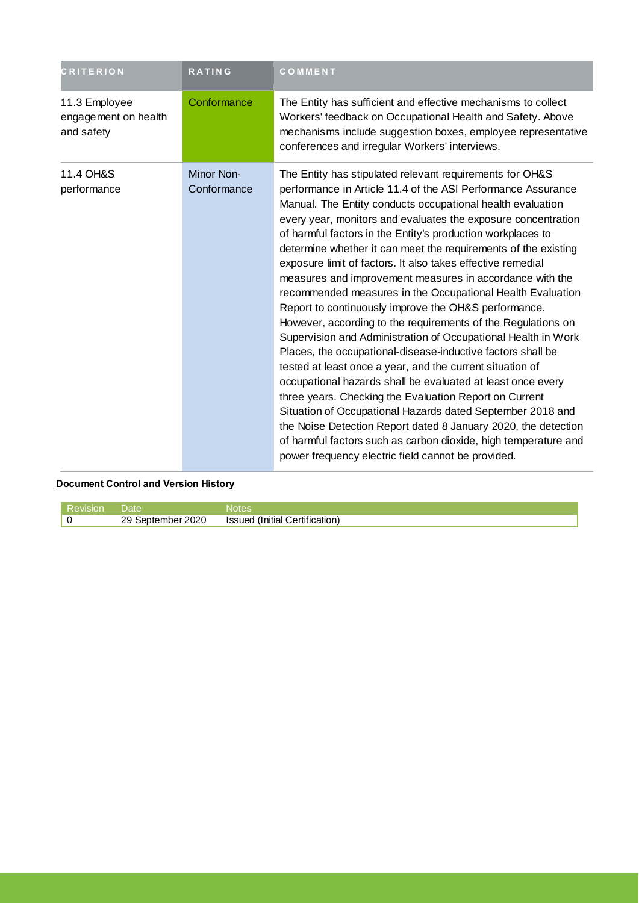| CRITERION | RATING | COMMENT |
| --- | --- | --- |
| 11.3 Employee engagement on health and safety | Conformance | The Entity has sufficient and effective mechanisms to collect Workers' feedback on Occupational Health and Safety. Above mechanisms include suggestion boxes, employee representative conferences and irregular Workers' interviews. |
| 11.4 OH&S performance | Minor Non-Conformance | The Entity has stipulated relevant requirements for OH&S performance in Article 11.4 of the ASI Performance Assurance Manual. The Entity conducts occupational health evaluation every year, monitors and evaluates the exposure concentration of harmful factors in the Entity's production workplaces to determine whether it can meet the requirements of the existing exposure limit of factors. It also takes effective remedial measures and improvement measures in accordance with the recommended measures in the Occupational Health Evaluation Report to continuously improve the OH&S performance. However, according to the requirements of the Regulations on Supervision and Administration of Occupational Health in Work Places, the occupational-disease-inductive factors shall be tested at least once a year, and the current situation of occupational hazards shall be evaluated at least once every three years. Checking the Evaluation Report on Current Situation of Occupational Hazards dated September 2018 and the Noise Detection Report dated 8 January 2020, the detection of harmful factors such as carbon dioxide, high temperature and power frequency electric field cannot be provided. |

**Document Control and Version History**

| Revision | Date | Notes |
| --- | --- | --- |
| 0 | 29 September 2020 | Issued (Initial Certification) |